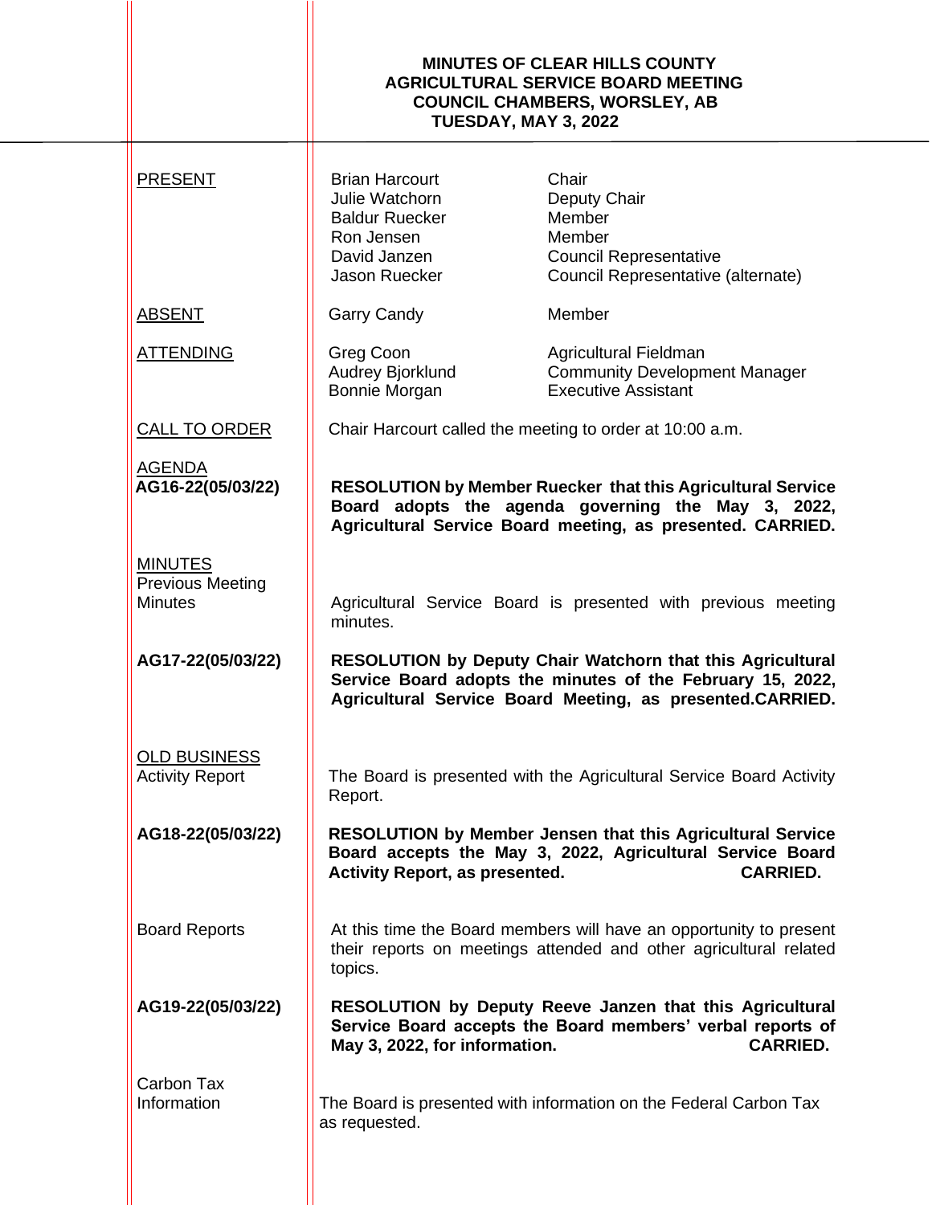# MINUTES OF CLEAR HILLS COUNTY AGRICULTURAL SERVICE BOARD MEETING COUNCIL CHAMBERS, WORSLEY, AB TUESDAY, MAY 3, 2022

**PRESENT**

| | |
|---|---|
| Brian Harcourt | Chair |
| Julie Watchorn | Deputy Chair |
| Baldur Ruecker | Member |
| Ron Jensen | Member |
| David Janzen | Council Representative |
| Jason Ruecker | Council Representative (alternate) |

**ABSENT**

| | |
|---|---|
| Garry Candy | Member |

**ATTENDING**

| | |
|---|---|
| Greg Coon | Agricultural Fieldman |
| Audrey Bjorklund | Community Development Manager |
| Bonnie Morgan | Executive Assistant |

**CALL TO ORDER**

Chair Harcourt called the meeting to order at 10:00 a.m.

**AGENDA**

**AG16-22(05/03/22)**

**RESOLUTION by Member Ruecker that this Agricultural Service Board adopts the agenda governing the May 3, 2022, Agricultural Service Board meeting, as presented. CARRIED.**

**MINUTES**

Previous Meeting Minutes

Agricultural Service Board is presented with previous meeting minutes.

**AG17-22(05/03/22)**

**RESOLUTION by Deputy Chair Watchorn that this Agricultural Service Board adopts the minutes of the February 15, 2022, Agricultural Service Board Meeting, as presented.CARRIED.**

**OLD BUSINESS**

Activity Report

The Board is presented with the Agricultural Service Board Activity Report.

**AG18-22(05/03/22)**

**RESOLUTION by Member Jensen that this Agricultural Service Board accepts the May 3, 2022, Agricultural Service Board Activity Report, as presented. CARRIED.**

Board Reports

At this time the Board members will have an opportunity to present their reports on meetings attended and other agricultural related topics.

**AG19-22(05/03/22)**

**RESOLUTION by Deputy Reeve Janzen that this Agricultural Service Board accepts the Board members' verbal reports of May 3, 2022, for information. CARRIED.**

Carbon Tax Information

The Board is presented with information on the Federal Carbon Tax as requested.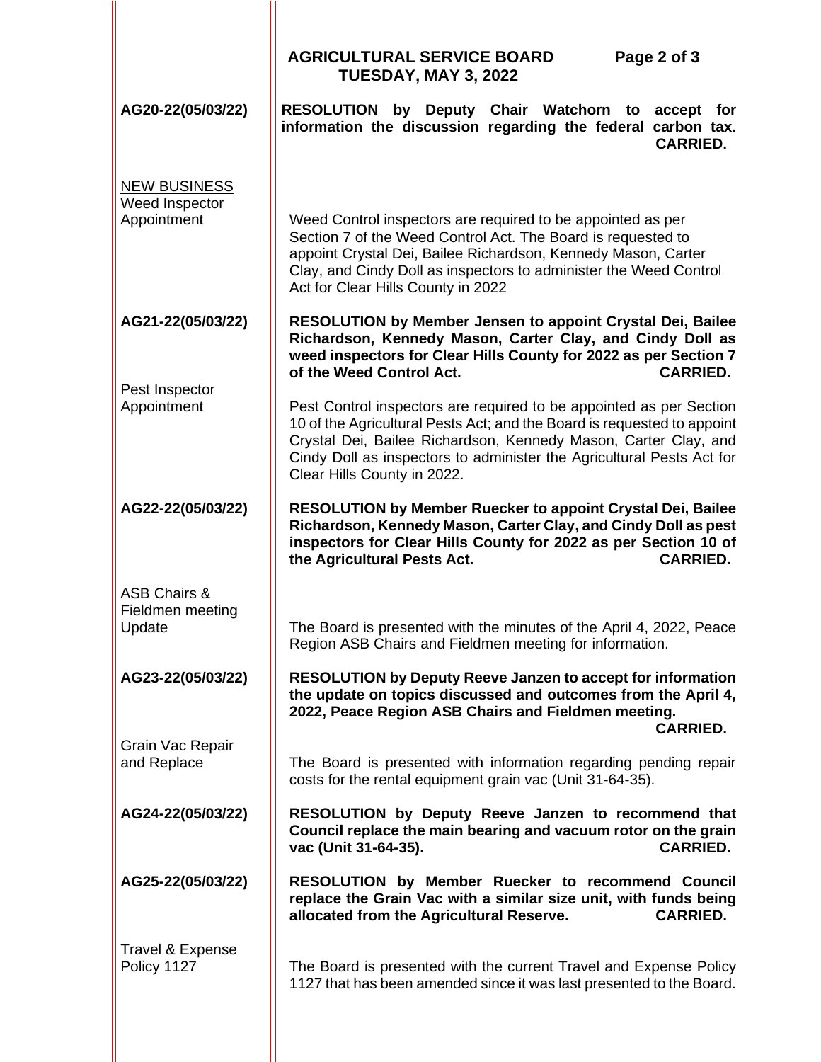**AG20-22(05/03/22)**

**RESOLUTION by Deputy Chair Watchorn to accept for information the discussion regarding the federal carbon tax. CARRIED.**

## NEW BUSINESS

**Weed Inspector Appointment**

Weed Control inspectors are required to be appointed as per Section 7 of the Weed Control Act. The Board is requested to appoint Crystal Dei, Bailee Richardson, Kennedy Mason, Carter Clay, and Cindy Doll as inspectors to administer the Weed Control Act for Clear Hills County in 2022

**AG21-22(05/03/22)**

**RESOLUTION by Member Jensen to appoint Crystal Dei, Bailee Richardson, Kennedy Mason, Carter Clay, and Cindy Doll as weed inspectors for Clear Hills County for 2022 as per Section 7 of the Weed Control Act. CARRIED.**

**Pest Inspector Appointment**

Pest Control inspectors are required to be appointed as per Section 10 of the Agricultural Pests Act; and the Board is requested to appoint Crystal Dei, Bailee Richardson, Kennedy Mason, Carter Clay, and Cindy Doll as inspectors to administer the Agricultural Pests Act for Clear Hills County in 2022.

**AG22-22(05/03/22)**

**RESOLUTION by Member Ruecker to appoint Crystal Dei, Bailee Richardson, Kennedy Mason, Carter Clay, and Cindy Doll as pest inspectors for Clear Hills County for 2022 as per Section 10 of the Agricultural Pests Act. CARRIED.**

**ASB Chairs & Fieldmen meeting Update**

The Board is presented with the minutes of the April 4, 2022, Peace Region ASB Chairs and Fieldmen meeting for information.

**AG23-22(05/03/22)**

**RESOLUTION by Deputy Reeve Janzen to accept for information the update on topics discussed and outcomes from the April 4, 2022, Peace Region ASB Chairs and Fieldmen meeting. CARRIED.**

**Grain Vac Repair and Replace**

The Board is presented with information regarding pending repair costs for the rental equipment grain vac (Unit 31-64-35).

**AG24-22(05/03/22)**

**RESOLUTION by Deputy Reeve Janzen to recommend that Council replace the main bearing and vacuum rotor on the grain vac (Unit 31-64-35). CARRIED.**

**AG25-22(05/03/22)**

**RESOLUTION by Member Ruecker to recommend Council replace the Grain Vac with a similar size unit, with funds being allocated from the Agricultural Reserve. CARRIED.**

**Travel & Expense Policy 1127**

The Board is presented with the current Travel and Expense Policy 1127 that has been amended since it was last presented to the Board.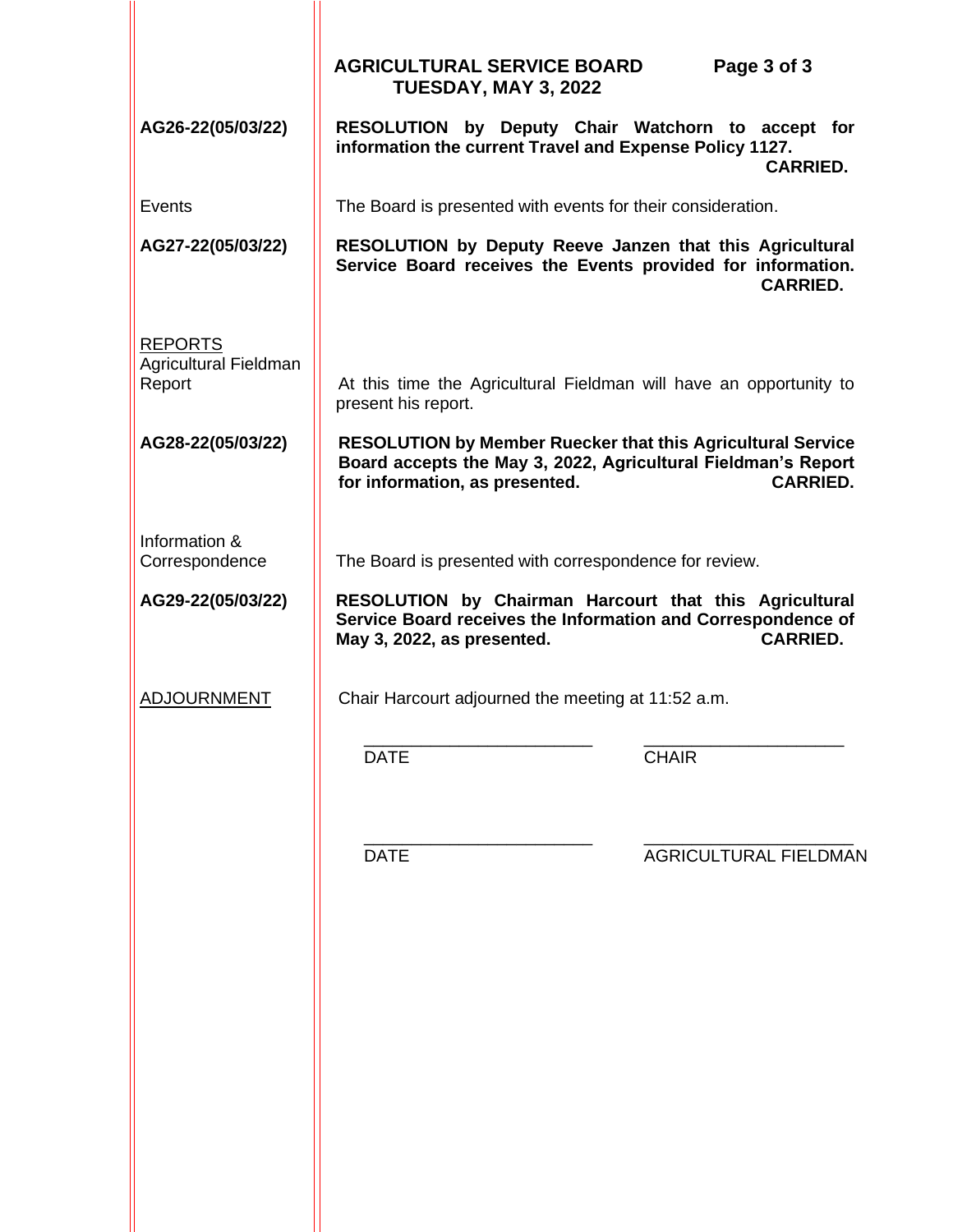**AG26-22(05/03/22)**

**RESOLUTION by Deputy Chair Watchorn to accept for information the current Travel and Expense Policy 1127. CARRIED.**

Events

The Board is presented with events for their consideration.

**AG27-22(05/03/22)**

**RESOLUTION by Deputy Reeve Janzen that this Agricultural Service Board receives the Events provided for information. CARRIED.**

## REPORTS

Agricultural Fieldman Report

At this time the Agricultural Fieldman will have an opportunity to present his report.

**AG28-22(05/03/22)**

**RESOLUTION by Member Ruecker that this Agricultural Service Board accepts the May 3, 2022, Agricultural Fieldman's Report for information, as presented. CARRIED.**

Information & Correspondence

The Board is presented with correspondence for review.

**AG29-22(05/03/22)**

**RESOLUTION by Chairman Harcourt that this Agricultural Service Board receives the Information and Correspondence of May 3, 2022, as presented. CARRIED.**

## ADJOURNMENT

Chair Harcourt adjourned the meeting at 11:52 a.m.

\_\_\_\_\_\_\_\_\_\_\_\_\_\_\_\_\_\_\_\_\_\_\_\_ \_\_\_\_\_\_\_\_\_\_\_\_\_\_\_\_\_\_\_\_\_\_\_\_

DATE CHAIR

\_\_\_\_\_\_\_\_\_\_\_\_\_\_\_\_\_\_\_\_\_\_\_\_ \_\_\_\_\_\_\_\_\_\_\_\_\_\_\_\_\_\_\_\_\_\_\_\_

DATE AGRICULTURAL FIELDMAN